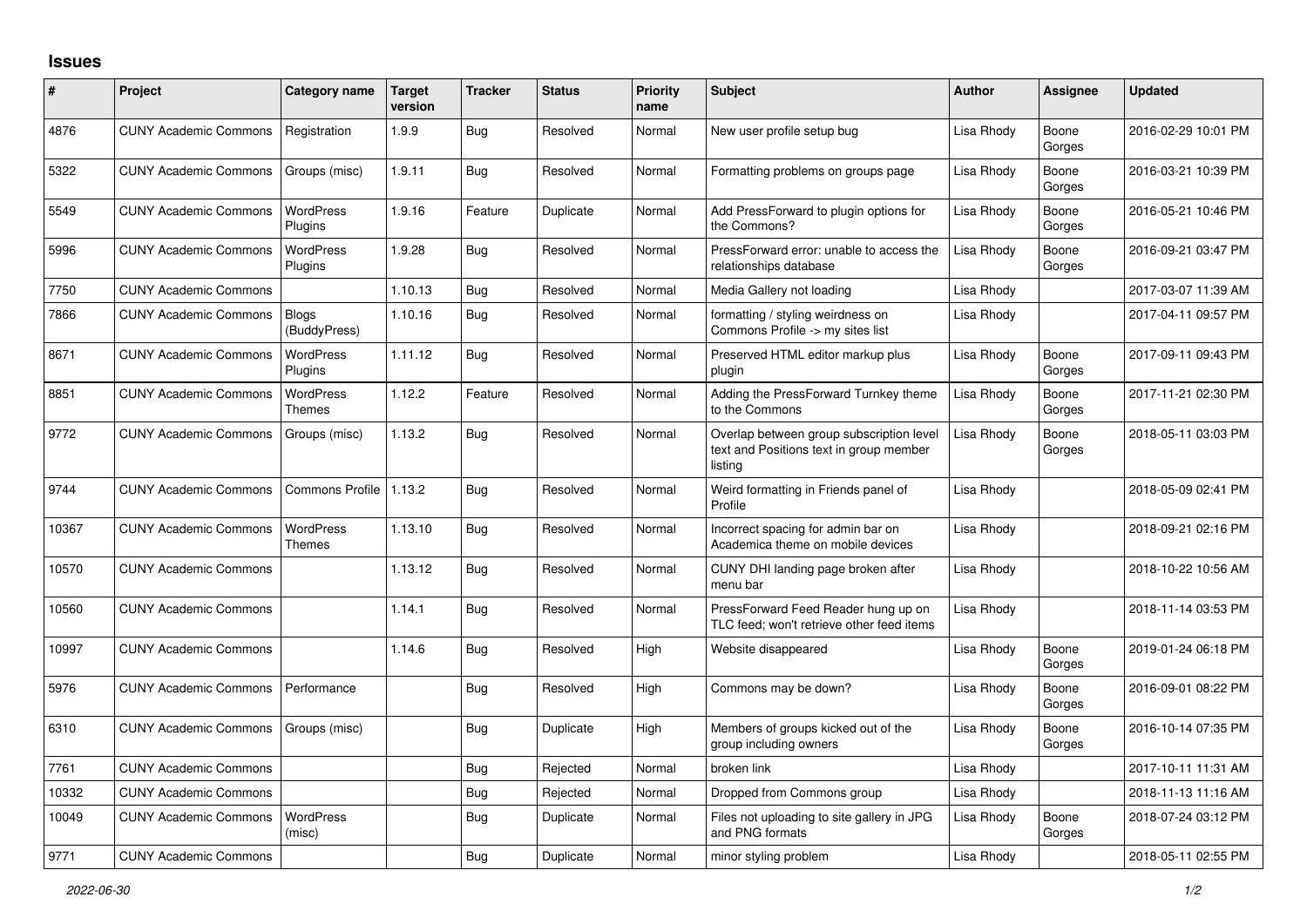# Issues

| # | Project | Category name | Target version | Tracker | Status | Priority name | Subject | Author | Assignee | Updated |
|---|---|---|---|---|---|---|---|---|---|---|
| 4876 | CUNY Academic Commons | Registration | 1.9.9 | Bug | Resolved | Normal | New user profile setup bug | Lisa Rhody | Boone Gorges | 2016-02-29 10:01 PM |
| 5322 | CUNY Academic Commons | Groups (misc) | 1.9.11 | Bug | Resolved | Normal | Formatting problems on groups page | Lisa Rhody | Boone Gorges | 2016-03-21 10:39 PM |
| 5549 | CUNY Academic Commons | WordPress Plugins | 1.9.16 | Feature | Duplicate | Normal | Add PressForward to plugin options for the Commons? | Lisa Rhody | Boone Gorges | 2016-05-21 10:46 PM |
| 5996 | CUNY Academic Commons | WordPress Plugins | 1.9.28 | Bug | Resolved | Normal | PressForward error: unable to access the relationships database | Lisa Rhody | Boone Gorges | 2016-09-21 03:47 PM |
| 7750 | CUNY Academic Commons | | 1.10.13 | Bug | Resolved | Normal | Media Gallery not loading | Lisa Rhody | | 2017-03-07 11:39 AM |
| 7866 | CUNY Academic Commons | Blogs (BuddyPress) | 1.10.16 | Bug | Resolved | Normal | formatting / styling weirdness on Commons Profile -> my sites list | Lisa Rhody | | 2017-04-11 09:57 PM |
| 8671 | CUNY Academic Commons | WordPress Plugins | 1.11.12 | Bug | Resolved | Normal | Preserved HTML editor markup plus plugin | Lisa Rhody | Boone Gorges | 2017-09-11 09:43 PM |
| 8851 | CUNY Academic Commons | WordPress Themes | 1.12.2 | Feature | Resolved | Normal | Adding the PressForward Turnkey theme to the Commons | Lisa Rhody | Boone Gorges | 2017-11-21 02:30 PM |
| 9772 | CUNY Academic Commons | Groups (misc) | 1.13.2 | Bug | Resolved | Normal | Overlap between group subscription level text and Positions text in group member listing | Lisa Rhody | Boone Gorges | 2018-05-11 03:03 PM |
| 9744 | CUNY Academic Commons | Commons Profile | 1.13.2 | Bug | Resolved | Normal | Weird formatting in Friends panel of Profile | Lisa Rhody | | 2018-05-09 02:41 PM |
| 10367 | CUNY Academic Commons | WordPress Themes | 1.13.10 | Bug | Resolved | Normal | Incorrect spacing for admin bar on Academica theme on mobile devices | Lisa Rhody | | 2018-09-21 02:16 PM |
| 10570 | CUNY Academic Commons | | 1.13.12 | Bug | Resolved | Normal | CUNY DHI landing page broken after menu bar | Lisa Rhody | | 2018-10-22 10:56 AM |
| 10560 | CUNY Academic Commons | | 1.14.1 | Bug | Resolved | Normal | PressForward Feed Reader hung up on TLC feed; won't retrieve other feed items | Lisa Rhody | | 2018-11-14 03:53 PM |
| 10997 | CUNY Academic Commons | | 1.14.6 | Bug | Resolved | High | Website disappeared | Lisa Rhody | Boone Gorges | 2019-01-24 06:18 PM |
| 5976 | CUNY Academic Commons | Performance | | Bug | Resolved | High | Commons may be down? | Lisa Rhody | Boone Gorges | 2016-09-01 08:22 PM |
| 6310 | CUNY Academic Commons | Groups (misc) | | Bug | Duplicate | High | Members of groups kicked out of the group including owners | Lisa Rhody | Boone Gorges | 2016-10-14 07:35 PM |
| 7761 | CUNY Academic Commons | | | Bug | Rejected | Normal | broken link | Lisa Rhody | | 2017-10-11 11:31 AM |
| 10332 | CUNY Academic Commons | | | Bug | Rejected | Normal | Dropped from Commons group | Lisa Rhody | | 2018-11-13 11:16 AM |
| 10049 | CUNY Academic Commons | WordPress (misc) | | Bug | Duplicate | Normal | Files not uploading to site gallery in JPG and PNG formats | Lisa Rhody | Boone Gorges | 2018-07-24 03:12 PM |
| 9771 | CUNY Academic Commons | | | Bug | Duplicate | Normal | minor styling problem | Lisa Rhody | | 2018-05-11 02:55 PM |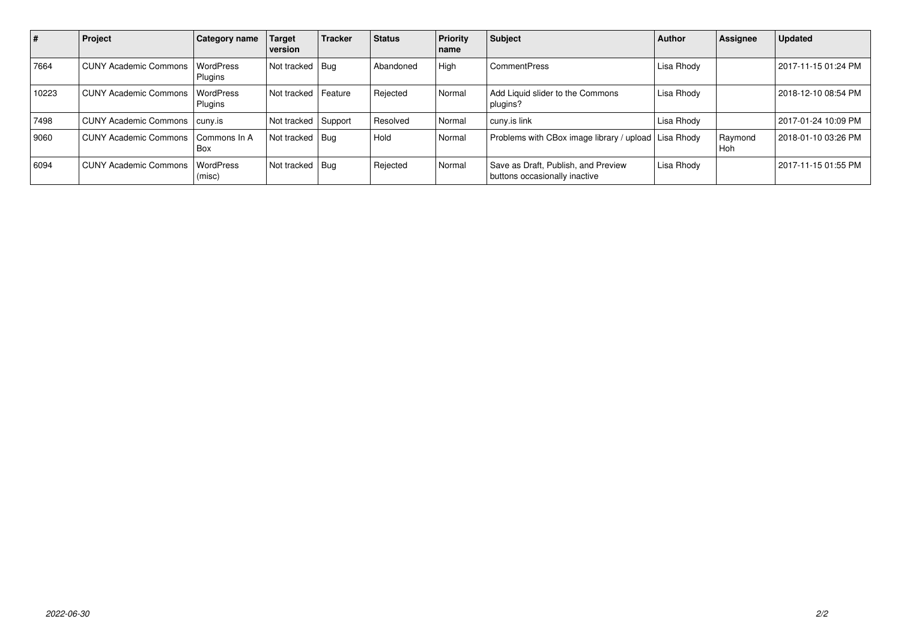| # | Project | Category name | Target version | Tracker | Status | Priority name | Subject | Author | Assignee | Updated |
|---|---|---|---|---|---|---|---|---|---|---|
| 7664 | CUNY Academic Commons | WordPress Plugins | Not tracked | Bug | Abandoned | High | CommentPress | Lisa Rhody | | 2017-11-15 01:24 PM |
| 10223 | CUNY Academic Commons | WordPress Plugins | Not tracked | Feature | Rejected | Normal | Add Liquid slider to the Commons plugins? | Lisa Rhody | | 2018-12-10 08:54 PM |
| 7498 | CUNY Academic Commons | cuny.is | Not tracked | Support | Resolved | Normal | cuny.is link | Lisa Rhody | | 2017-01-24 10:09 PM |
| 9060 | CUNY Academic Commons | Commons In A Box | Not tracked | Bug | Hold | Normal | Problems with CBox image library / upload | Lisa Rhody | Raymond Hoh | 2018-01-10 03:26 PM |
| 6094 | CUNY Academic Commons | WordPress (misc) | Not tracked | Bug | Rejected | Normal | Save as Draft, Publish, and Preview buttons occasionally inactive | Lisa Rhody | | 2017-11-15 01:55 PM |